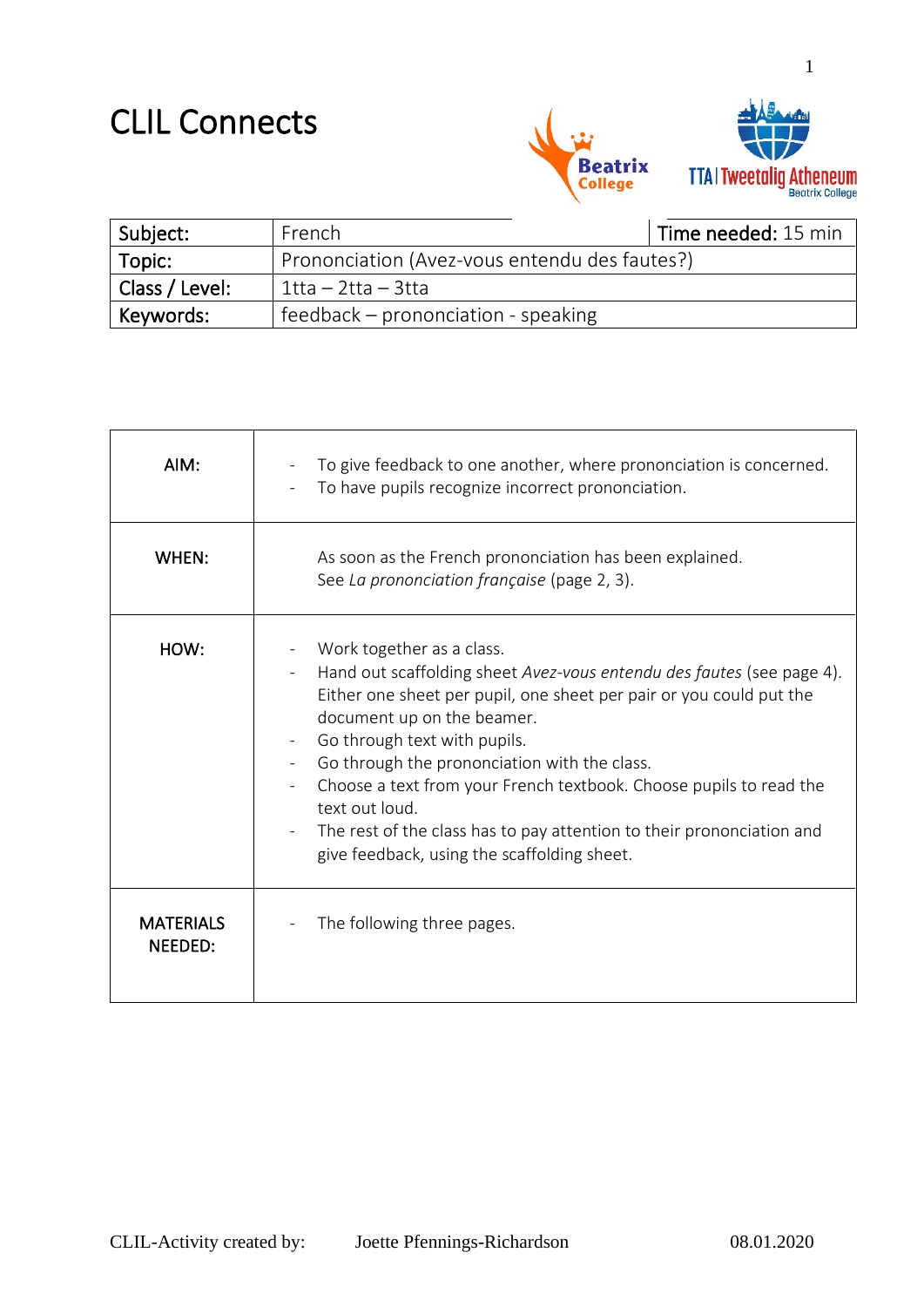# CLIL Connects

| Subject: | French | Time needed: 15 min |
|---|---|---|
| Topic: | Prononciation (Avez-vous entendu des fautes?) | |
| Class / Level: | 1tta – 2tta – 3tta | |
| Keywords: | feedback – prononciation - speaking | |

| | |
|---|---|
| AIM: | - To give feedback to one another, where prononciation is concerned.<br>- To have pupils recognize incorrect prononciation. |
| WHEN: | As soon as the French prononciation has been explained.<br>See *La prononciation française* (page 2, 3). |
| HOW: | - Work together as a class.<br>- Hand out scaffolding sheet *Avez-vous entendu des fautes* (see page 4). Either one sheet per pupil, one sheet per pair or you could put the document up on the beamer.<br>- Go through text with pupils.<br>- Go through the prononciation with the class.<br>- Choose a text from your French textbook. Choose pupils to read the text out loud.<br>- The rest of the class has to pay attention to their prononciation and give feedback, using the scaffolding sheet. |
| MATERIALS NEEDED: | - The following three pages. |

CLIL-Activity created by: Joette Pfennings-Richardson 08.01.2020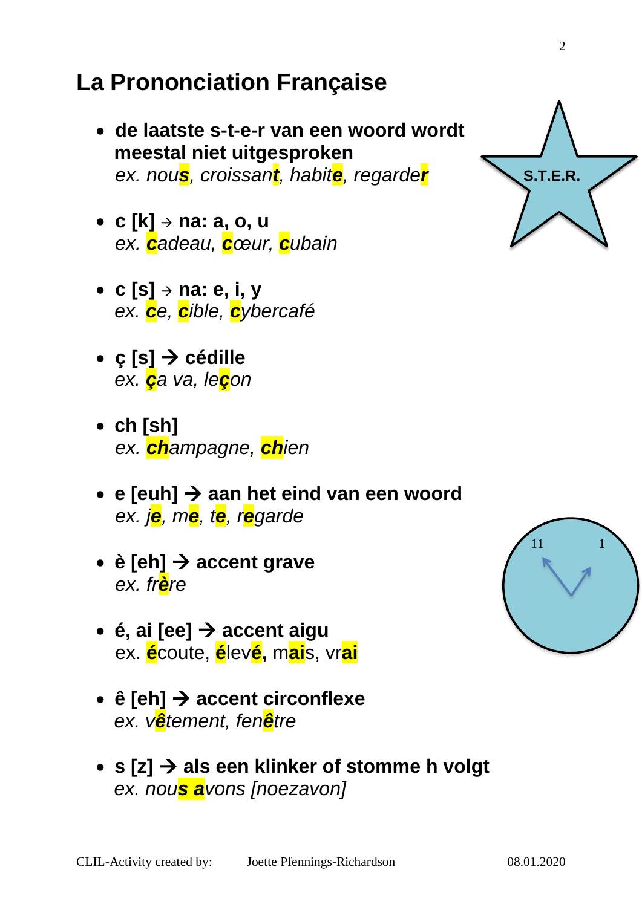# La Prononciation Française

- **de laatste s-t-e-r van een woord wordt meestal niet uitgesproken**
  *ex. nous, croissant, habite, regarder*

- **c [k] → na: a, o, u**
  *ex. cadeau, cœur, cubain*

- **c [s] → na: e, i, y**
  *ex. ce, cible, cybercafé*

- **ç [s] → cédille**
  *ex. ça va, leçon*

- **ch [sh]**
  *ex. champagne, chien*

- **e [euh] → aan het eind van een woord**
  *ex. je, me, te, regarde*

- **è [eh] → accent grave**
  *ex. frère*

- **é, ai [ee] → accent aigu**
  ex. écoute, élevé, mais, vrai

- **ê [eh] → accent circonflexe**
  *ex. vêtement, fenêtre*

- **s [z] → als een klinker of stomme h volgt**
  *ex. nous avons [noezavon]*

S.T.E.R.

11 1

CLIL-Activity created by: Joette Pfennings-Richardson 08.01.2020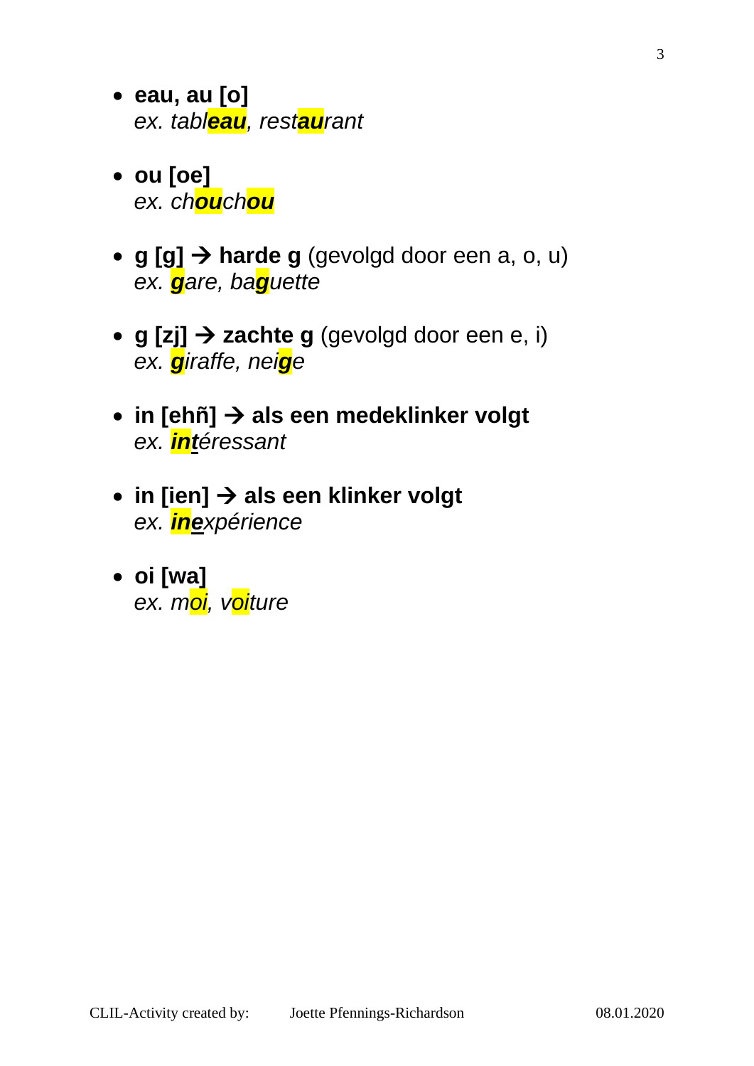- **eau, au [o]**
  *ex. tabl**eau**, rest**au**rant*

- **ou [oe]**
  *ex. ch**ou**ch**ou***

- **g [g] → harde g** (gevolgd door een a, o, u)
  *ex. **g**are, ba**g**uette*

- **g [zj] → zachte g** (gevolgd door een e, i)
  *ex. **g**iraffe, nei**g**e*

- **in [ehñ] → als een medeklinker volgt**
  *ex. **in**téressant*

- **in [ien] → als een klinker volgt**
  *ex. **in**expérience*

- **oi [wa]**
  *ex. moi, voiture*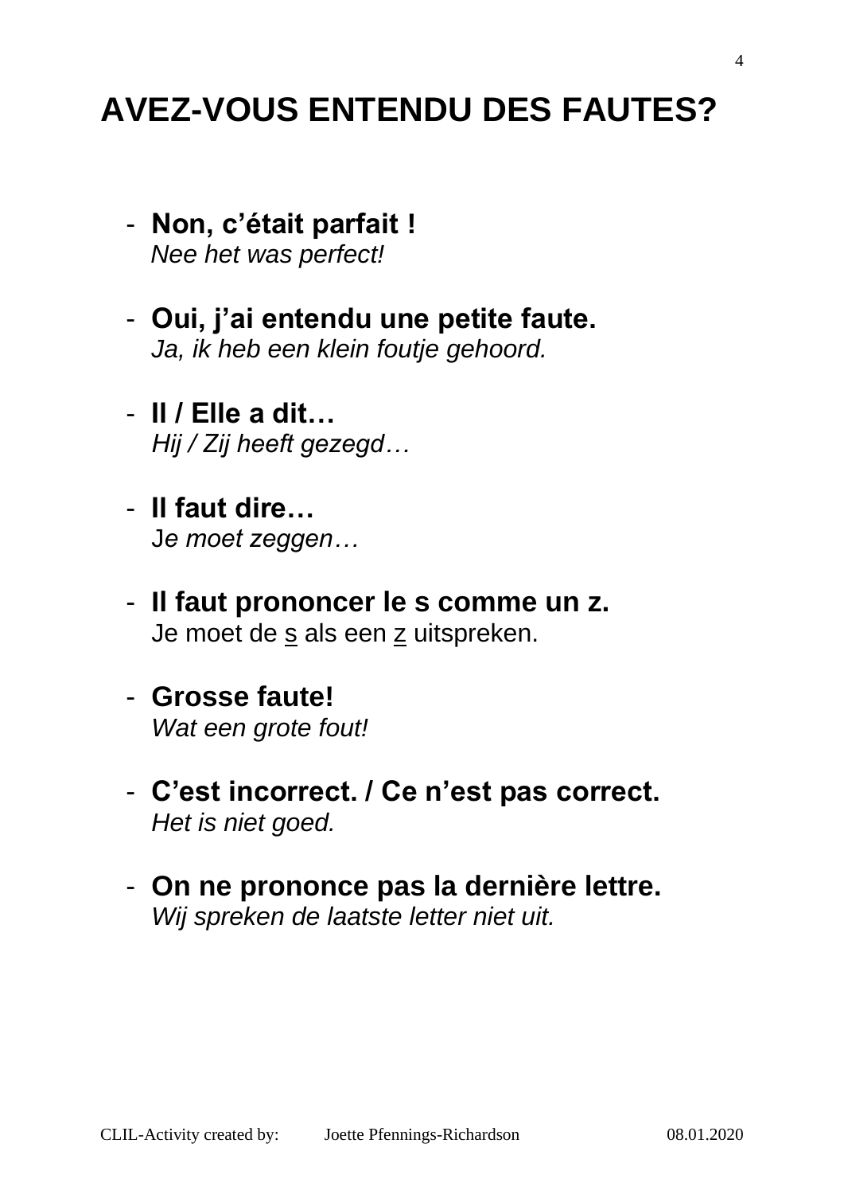# AVEZ-VOUS ENTENDU DES FAUTES?

- **Non, c'était parfait !**
  *Nee het was perfect!*

- **Oui, j'ai entendu une petite faute.**
  *Ja, ik heb een klein foutje gehoord.*

- **Il / Elle a dit…**
  *Hij / Zij heeft gezegd…*

- **Il faut dire…**
  J*e moet zeggen…*

- **Il faut prononcer le s comme un z.**
  Je moet de s als een z uitspreken.

- **Grosse faute!**
  *Wat een grote fout!*

- **C'est incorrect. / Ce n'est pas correct.**
  *Het is niet goed.*

- **On ne prononce pas la dernière lettre.**
  *Wij spreken de laatste letter niet uit.*

CLIL-Activity created by: Joette Pfennings-Richardson 08.01.2020